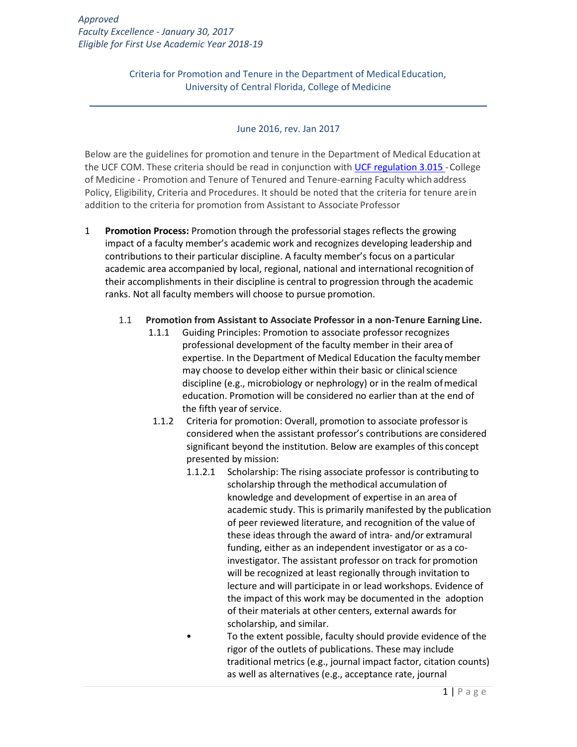*Approved*
*Faculty Excellence - January 30, 2017*
*Eligible for First Use Academic Year 2018-19*

# Criteria for Promotion and Tenure in the Department of Medical Education, University of Central Florida, College of Medicine

June 2016, rev. Jan 2017

Below are the guidelines for promotion and tenure in the Department of Medical Education at the UCF COM. These criteria should be read in conjunction with [UCF regulation 3.015](#) - College of Medicine - Promotion and Tenure of Tenured and Tenure-earning Faculty which address Policy, Eligibility, Criteria and Procedures. It should be noted that the criteria for tenure are in addition to the criteria for promotion from Assistant to Associate Professor

1 **Promotion Process:** Promotion through the professorial stages reflects the growing impact of a faculty member's academic work and recognizes developing leadership and contributions to their particular discipline. A faculty member's focus on a particular academic area accompanied by local, regional, national and international recognition of their accomplishments in their discipline is central to progression through the academic ranks. Not all faculty members will choose to pursue promotion.

1.1 **Promotion from Assistant to Associate Professor in a non-Tenure Earning Line.**

1.1.1 Guiding Principles: Promotion to associate professor recognizes professional development of the faculty member in their area of expertise. In the Department of Medical Education the faculty member may choose to develop either within their basic or clinical science discipline (e.g., microbiology or nephrology) or in the realm of medical education. Promotion will be considered no earlier than at the end of the fifth year of service.

1.1.2 Criteria for promotion: Overall, promotion to associate professor is considered when the assistant professor's contributions are considered significant beyond the institution. Below are examples of this concept presented by mission:

1.1.2.1 Scholarship: The rising associate professor is contributing to scholarship through the methodical accumulation of knowledge and development of expertise in an area of academic study. This is primarily manifested by the publication of peer reviewed literature, and recognition of the value of these ideas through the award of intra- and/or extramural funding, either as an independent investigator or as a co-investigator. The assistant professor on track for promotion will be recognized at least regionally through invitation to lecture and will participate in or lead workshops. Evidence of the impact of this work may be documented in the adoption of their materials at other centers, external awards for scholarship, and similar.

- To the extent possible, faculty should provide evidence of the rigor of the outlets of publications. These may include traditional metrics (e.g., journal impact factor, citation counts) as well as alternatives (e.g., acceptance rate, journal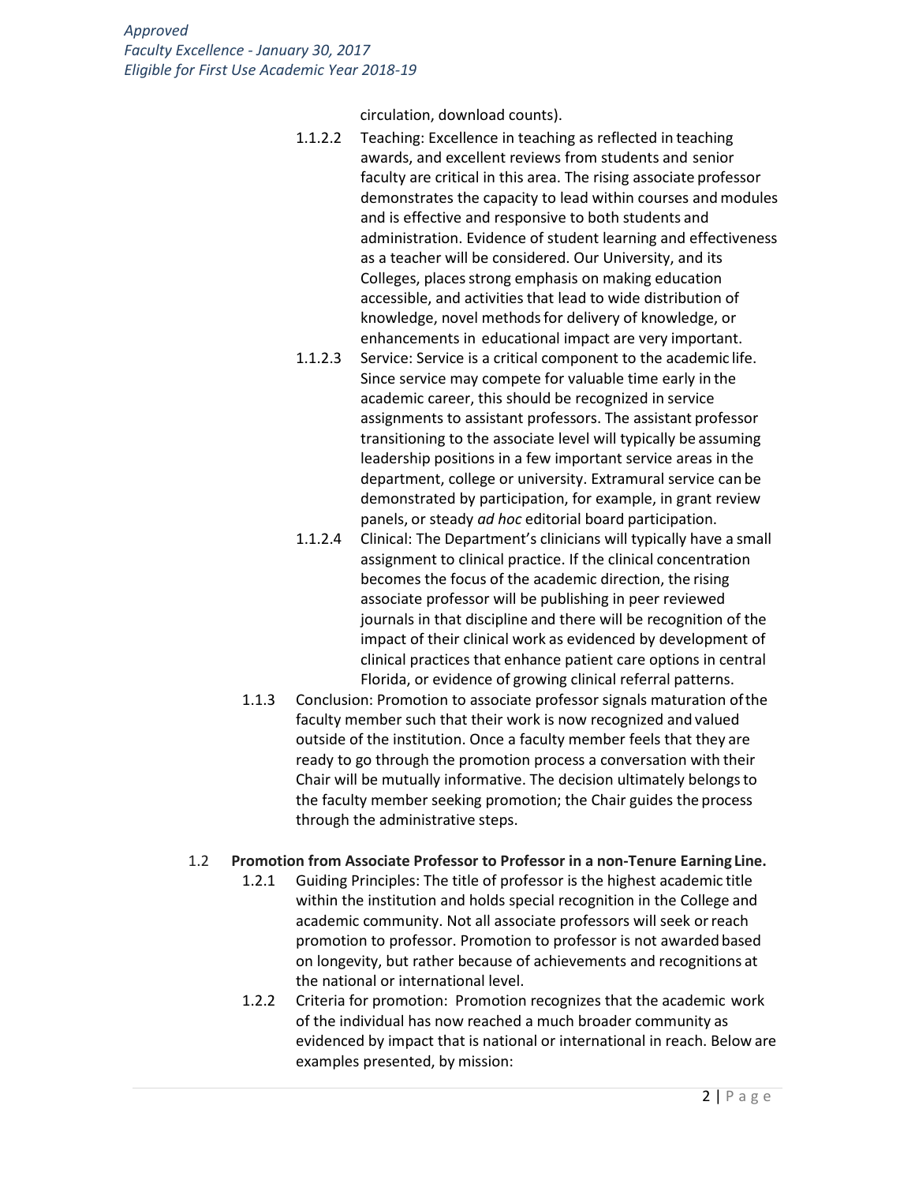circulation, download counts).

1.1.2.2 Teaching: Excellence in teaching as reflected in teaching awards, and excellent reviews from students and senior faculty are critical in this area. The rising associate professor demonstrates the capacity to lead within courses and modules and is effective and responsive to both students and administration. Evidence of student learning and effectiveness as a teacher will be considered. Our University, and its Colleges, places strong emphasis on making education accessible, and activities that lead to wide distribution of knowledge, novel methods for delivery of knowledge, or enhancements in educational impact are very important.

1.1.2.3 Service: Service is a critical component to the academic life. Since service may compete for valuable time early in the academic career, this should be recognized in service assignments to assistant professors. The assistant professor transitioning to the associate level will typically be assuming leadership positions in a few important service areas in the department, college or university. Extramural service can be demonstrated by participation, for example, in grant review panels, or steady *ad hoc* editorial board participation.

1.1.2.4 Clinical: The Department's clinicians will typically have a small assignment to clinical practice. If the clinical concentration becomes the focus of the academic direction, the rising associate professor will be publishing in peer reviewed journals in that discipline and there will be recognition of the impact of their clinical work as evidenced by development of clinical practices that enhance patient care options in central Florida, or evidence of growing clinical referral patterns.

1.1.3 Conclusion: Promotion to associate professor signals maturation of the faculty member such that their work is now recognized and valued outside of the institution. Once a faculty member feels that they are ready to go through the promotion process a conversation with their Chair will be mutually informative. The decision ultimately belongs to the faculty member seeking promotion; the Chair guides the process through the administrative steps.

1.2 **Promotion from Associate Professor to Professor in a non-Tenure Earning Line.**

1.2.1 Guiding Principles: The title of professor is the highest academic title within the institution and holds special recognition in the College and academic community. Not all associate professors will seek or reach promotion to professor. Promotion to professor is not awarded based on longevity, but rather because of achievements and recognitions at the national or international level.

1.2.2 Criteria for promotion: Promotion recognizes that the academic work of the individual has now reached a much broader community as evidenced by impact that is national or international in reach. Below are examples presented, by mission: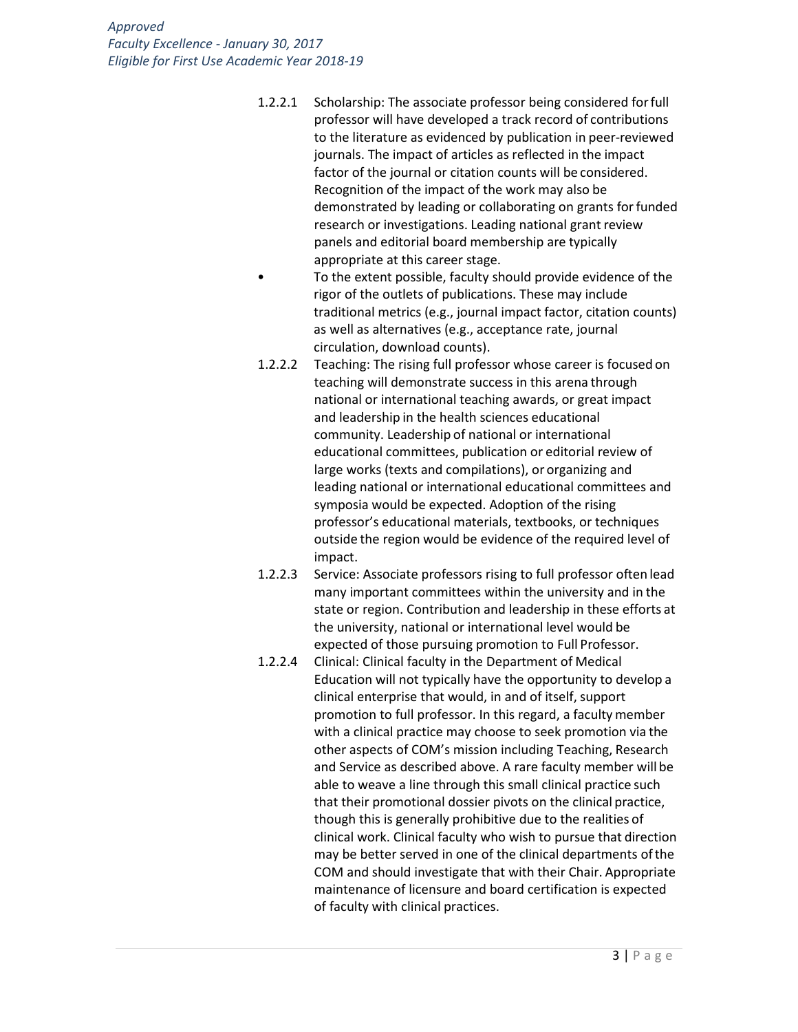1.2.2.1 Scholarship: The associate professor being considered for full professor will have developed a track record of contributions to the literature as evidenced by publication in peer-reviewed journals. The impact of articles as reflected in the impact factor of the journal or citation counts will be considered. Recognition of the impact of the work may also be demonstrated by leading or collaborating on grants for funded research or investigations. Leading national grant review panels and editorial board membership are typically appropriate at this career stage.

- To the extent possible, faculty should provide evidence of the rigor of the outlets of publications. These may include traditional metrics (e.g., journal impact factor, citation counts) as well as alternatives (e.g., acceptance rate, journal circulation, download counts).

1.2.2.2 Teaching: The rising full professor whose career is focused on teaching will demonstrate success in this arena through national or international teaching awards, or great impact and leadership in the health sciences educational community. Leadership of national or international educational committees, publication or editorial review of large works (texts and compilations), or organizing and leading national or international educational committees and symposia would be expected. Adoption of the rising professor's educational materials, textbooks, or techniques outside the region would be evidence of the required level of impact.

1.2.2.3 Service: Associate professors rising to full professor often lead many important committees within the university and in the state or region. Contribution and leadership in these efforts at the university, national or international level would be expected of those pursuing promotion to Full Professor.

1.2.2.4 Clinical: Clinical faculty in the Department of Medical Education will not typically have the opportunity to develop a clinical enterprise that would, in and of itself, support promotion to full professor. In this regard, a faculty member with a clinical practice may choose to seek promotion via the other aspects of COM's mission including Teaching, Research and Service as described above. A rare faculty member will be able to weave a line through this small clinical practice such that their promotional dossier pivots on the clinical practice, though this is generally prohibitive due to the realities of clinical work. Clinical faculty who wish to pursue that direction may be better served in one of the clinical departments of the COM and should investigate that with their Chair. Appropriate maintenance of licensure and board certification is expected of faculty with clinical practices.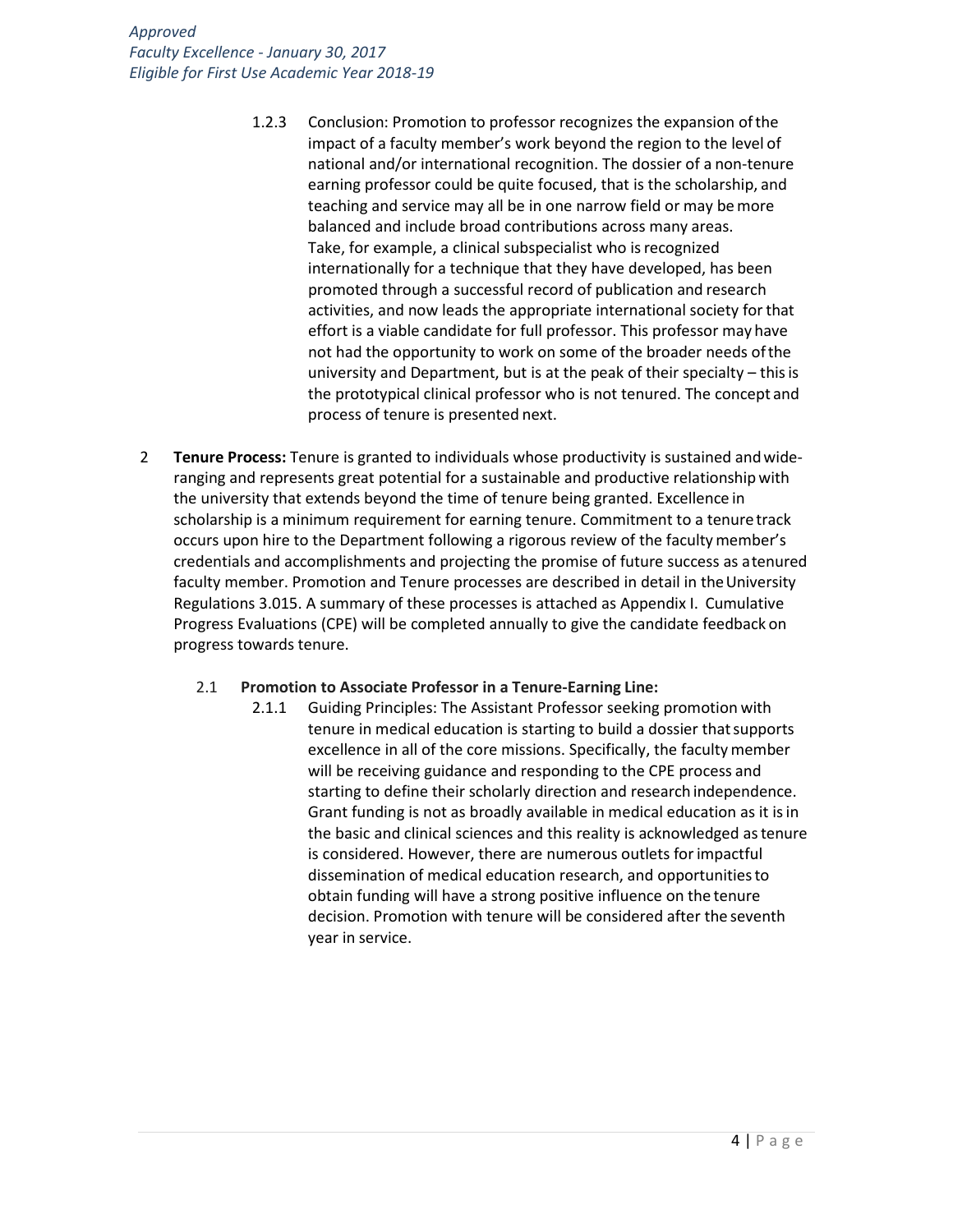1.2.3 Conclusion: Promotion to professor recognizes the expansion of the impact of a faculty member's work beyond the region to the level of national and/or international recognition. The dossier of a non-tenure earning professor could be quite focused, that is the scholarship, and teaching and service may all be in one narrow field or may be more balanced and include broad contributions across many areas. Take, for example, a clinical subspecialist who is recognized internationally for a technique that they have developed, has been promoted through a successful record of publication and research activities, and now leads the appropriate international society for that effort is a viable candidate for full professor. This professor may have not had the opportunity to work on some of the broader needs of the university and Department, but is at the peak of their specialty – this is the prototypical clinical professor who is not tenured. The concept and process of tenure is presented next.

2 **Tenure Process:** Tenure is granted to individuals whose productivity is sustained and wide-ranging and represents great potential for a sustainable and productive relationship with the university that extends beyond the time of tenure being granted. Excellence in scholarship is a minimum requirement for earning tenure. Commitment to a tenure track occurs upon hire to the Department following a rigorous review of the faculty member's credentials and accomplishments and projecting the promise of future success as a tenured faculty member. Promotion and Tenure processes are described in detail in the University Regulations 3.015. A summary of these processes is attached as Appendix I. Cumulative Progress Evaluations (CPE) will be completed annually to give the candidate feedback on progress towards tenure.

2.1 **Promotion to Associate Professor in a Tenure-Earning Line:**

2.1.1 Guiding Principles: The Assistant Professor seeking promotion with tenure in medical education is starting to build a dossier that supports excellence in all of the core missions. Specifically, the faculty member will be receiving guidance and responding to the CPE process and starting to define their scholarly direction and research independence. Grant funding is not as broadly available in medical education as it is in the basic and clinical sciences and this reality is acknowledged as tenure is considered. However, there are numerous outlets for impactful dissemination of medical education research, and opportunities to obtain funding will have a strong positive influence on the tenure decision. Promotion with tenure will be considered after the seventh year in service.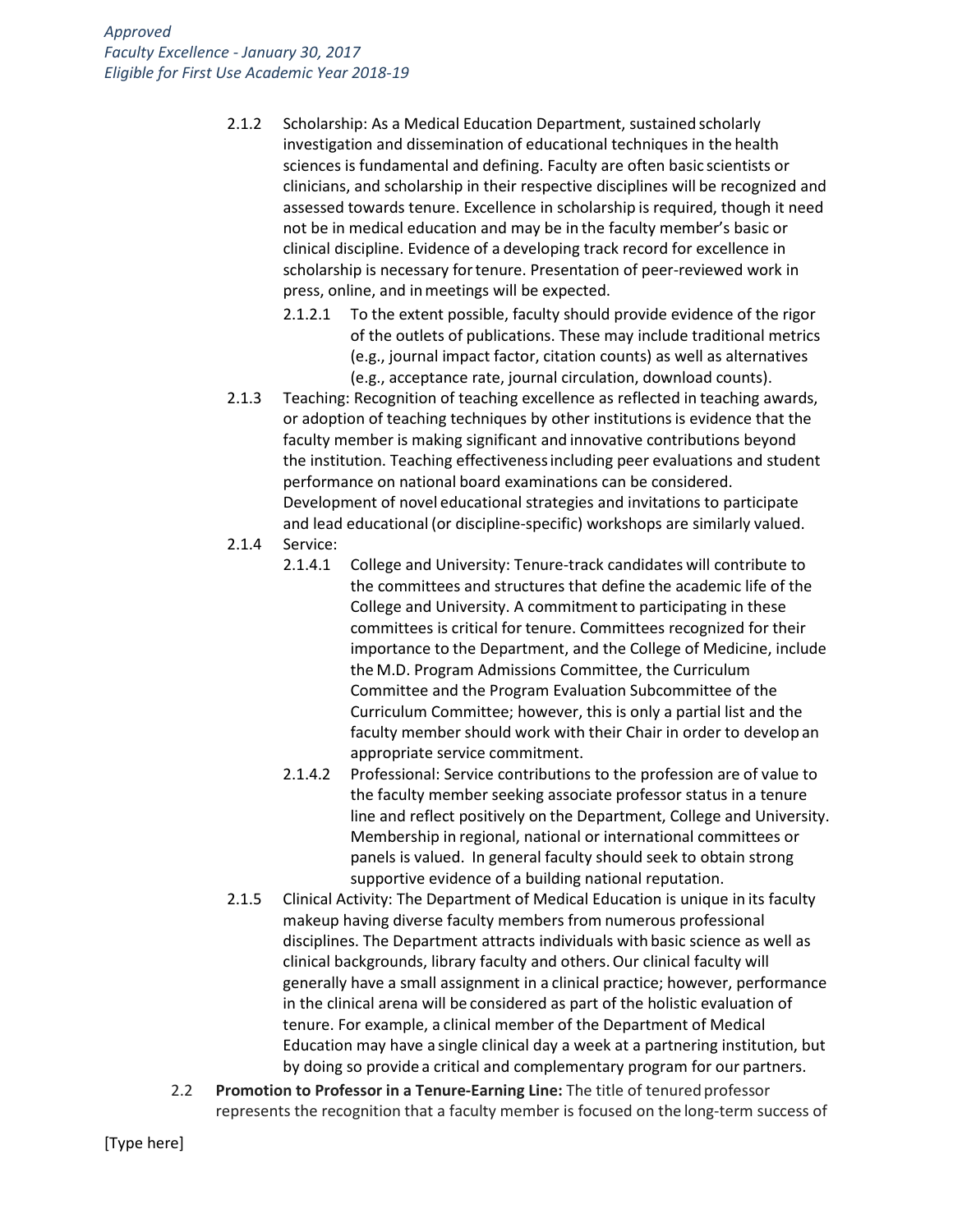2.1.2 Scholarship: As a Medical Education Department, sustained scholarly investigation and dissemination of educational techniques in the health sciences is fundamental and defining. Faculty are often basic scientists or clinicians, and scholarship in their respective disciplines will be recognized and assessed towards tenure. Excellence in scholarship is required, though it need not be in medical education and may be in the faculty member's basic or clinical discipline. Evidence of a developing track record for excellence in scholarship is necessary for tenure. Presentation of peer-reviewed work in press, online, and in meetings will be expected.

2.1.2.1 To the extent possible, faculty should provide evidence of the rigor of the outlets of publications. These may include traditional metrics (e.g., journal impact factor, citation counts) as well as alternatives (e.g., acceptance rate, journal circulation, download counts).

2.1.3 Teaching: Recognition of teaching excellence as reflected in teaching awards, or adoption of teaching techniques by other institutions is evidence that the faculty member is making significant and innovative contributions beyond the institution. Teaching effectiveness including peer evaluations and student performance on national board examinations can be considered. Development of novel educational strategies and invitations to participate and lead educational (or discipline-specific) workshops are similarly valued.

2.1.4 Service:

2.1.4.1 College and University: Tenure-track candidates will contribute to the committees and structures that define the academic life of the College and University. A commitment to participating in these committees is critical for tenure. Committees recognized for their importance to the Department, and the College of Medicine, include the M.D. Program Admissions Committee, the Curriculum Committee and the Program Evaluation Subcommittee of the Curriculum Committee; however, this is only a partial list and the faculty member should work with their Chair in order to develop an appropriate service commitment.

2.1.4.2 Professional: Service contributions to the profession are of value to the faculty member seeking associate professor status in a tenure line and reflect positively on the Department, College and University. Membership in regional, national or international committees or panels is valued. In general faculty should seek to obtain strong supportive evidence of a building national reputation.

2.1.5 Clinical Activity: The Department of Medical Education is unique in its faculty makeup having diverse faculty members from numerous professional disciplines. The Department attracts individuals with basic science as well as clinical backgrounds, library faculty and others. Our clinical faculty will generally have a small assignment in a clinical practice; however, performance in the clinical arena will be considered as part of the holistic evaluation of tenure. For example, a clinical member of the Department of Medical Education may have a single clinical day a week at a partnering institution, but by doing so provide a critical and complementary program for our partners.

2.2 **Promotion to Professor in a Tenure-Earning Line:** The title of tenured professor represents the recognition that a faculty member is focused on the long-term success of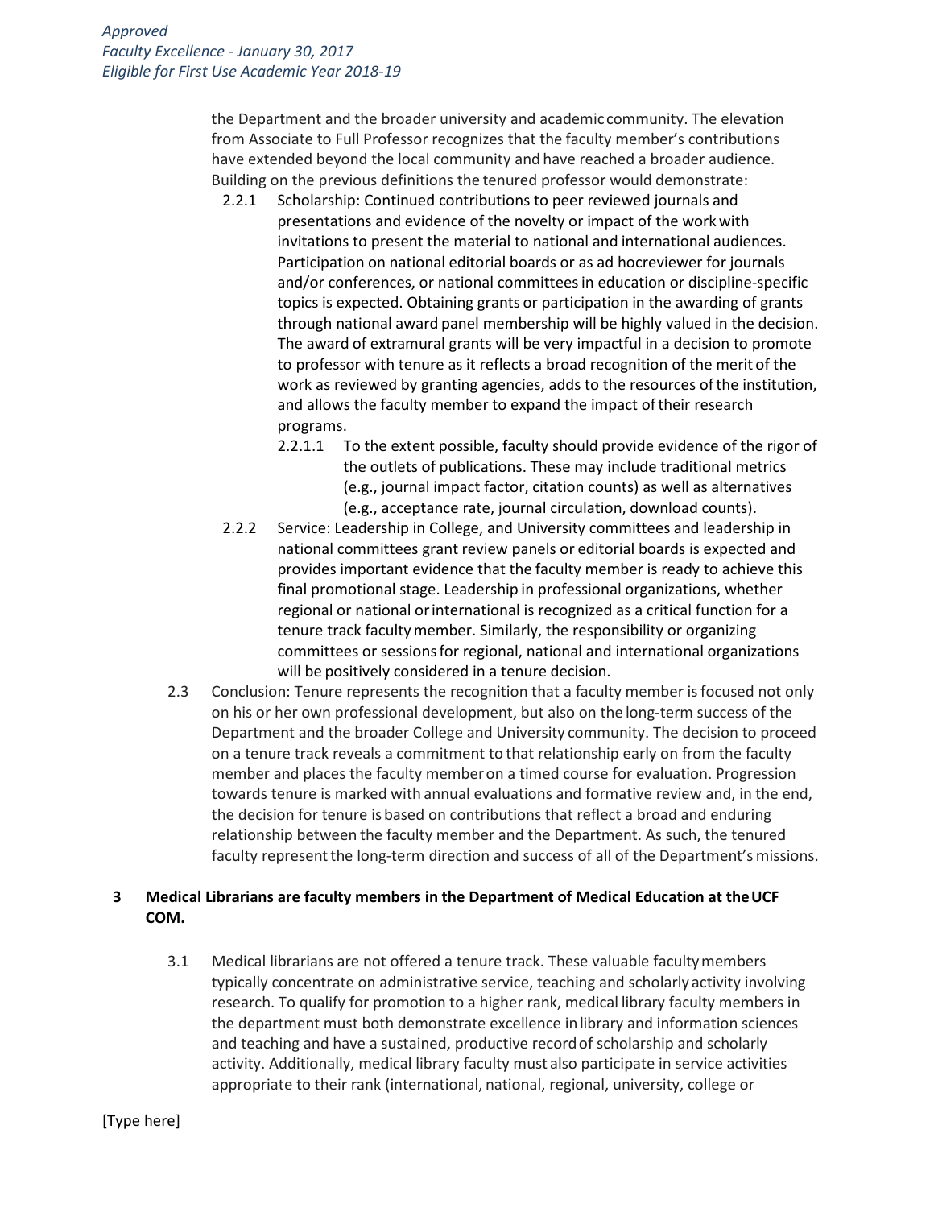the Department and the broader university and academic community. The elevation from Associate to Full Professor recognizes that the faculty member's contributions have extended beyond the local community and have reached a broader audience. Building on the previous definitions the tenured professor would demonstrate:

- 2.2.1 Scholarship: Continued contributions to peer reviewed journals and presentations and evidence of the novelty or impact of the work with invitations to present the material to national and international audiences. Participation on national editorial boards or as ad hocreviewer for journals and/or conferences, or national committees in education or discipline-specific topics is expected. Obtaining grants or participation in the awarding of grants through national award panel membership will be highly valued in the decision. The award of extramural grants will be very impactful in a decision to promote to professor with tenure as it reflects a broad recognition of the merit of the work as reviewed by granting agencies, adds to the resources of the institution, and allows the faculty member to expand the impact of their research programs.
  - 2.2.1.1 To the extent possible, faculty should provide evidence of the rigor of the outlets of publications. These may include traditional metrics (e.g., journal impact factor, citation counts) as well as alternatives (e.g., acceptance rate, journal circulation, download counts).
- 2.2.2 Service: Leadership in College, and University committees and leadership in national committees grant review panels or editorial boards is expected and provides important evidence that the faculty member is ready to achieve this final promotional stage. Leadership in professional organizations, whether regional or national or international is recognized as a critical function for a tenure track faculty member. Similarly, the responsibility or organizing committees or sessions for regional, national and international organizations will be positively considered in a tenure decision.

2.3 Conclusion: Tenure represents the recognition that a faculty member is focused not only on his or her own professional development, but also on the long-term success of the Department and the broader College and University community. The decision to proceed on a tenure track reveals a commitment to that relationship early on from the faculty member and places the faculty member on a timed course for evaluation. Progression towards tenure is marked with annual evaluations and formative review and, in the end, the decision for tenure is based on contributions that reflect a broad and enduring relationship between the faculty member and the Department. As such, the tenured faculty represent the long-term direction and success of all of the Department's missions.

## 3 Medical Librarians are faculty members in the Department of Medical Education at the UCF COM.

3.1 Medical librarians are not offered a tenure track. These valuable faculty members typically concentrate on administrative service, teaching and scholarly activity involving research. To qualify for promotion to a higher rank, medical library faculty members in the department must both demonstrate excellence in library and information sciences and teaching and have a sustained, productive record of scholarship and scholarly activity. Additionally, medical library faculty must also participate in service activities appropriate to their rank (international, national, regional, university, college or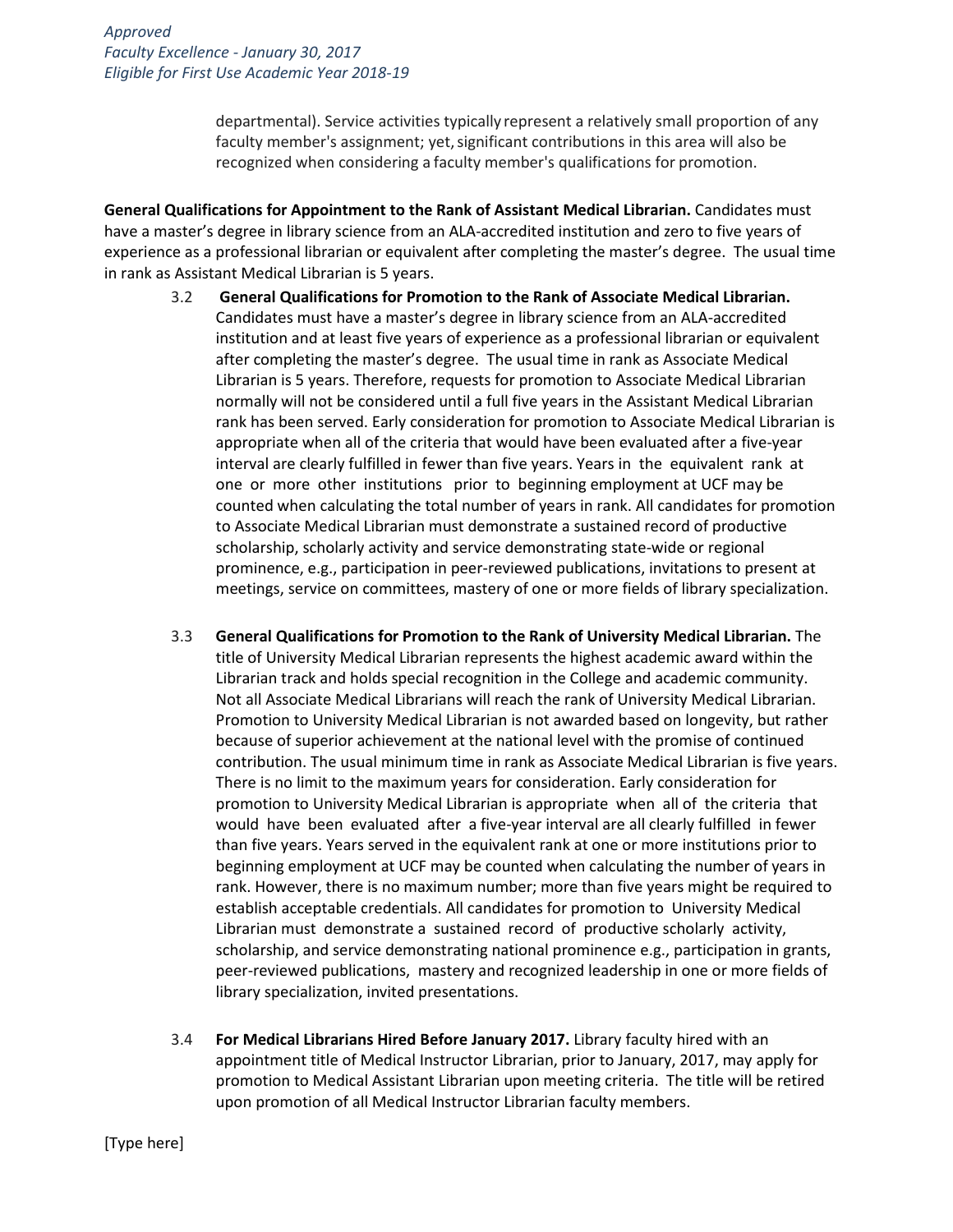departmental). Service activities typically represent a relatively small proportion of any faculty member's assignment; yet, significant contributions in this area will also be recognized when considering a faculty member's qualifications for promotion.

**General Qualifications for Appointment to the Rank of Assistant Medical Librarian.** Candidates must have a master's degree in library science from an ALA-accredited institution and zero to five years of experience as a professional librarian or equivalent after completing the master's degree. The usual time in rank as Assistant Medical Librarian is 5 years.

3.2 **General Qualifications for Promotion to the Rank of Associate Medical Librarian.** Candidates must have a master's degree in library science from an ALA-accredited institution and at least five years of experience as a professional librarian or equivalent after completing the master's degree. The usual time in rank as Associate Medical Librarian is 5 years. Therefore, requests for promotion to Associate Medical Librarian normally will not be considered until a full five years in the Assistant Medical Librarian rank has been served. Early consideration for promotion to Associate Medical Librarian is appropriate when all of the criteria that would have been evaluated after a five-year interval are clearly fulfilled in fewer than five years. Years in the equivalent rank at one or more other institutions prior to beginning employment at UCF may be counted when calculating the total number of years in rank. All candidates for promotion to Associate Medical Librarian must demonstrate a sustained record of productive scholarship, scholarly activity and service demonstrating state-wide or regional prominence, e.g., participation in peer-reviewed publications, invitations to present at meetings, service on committees, mastery of one or more fields of library specialization.

3.3 **General Qualifications for Promotion to the Rank of University Medical Librarian.** The title of University Medical Librarian represents the highest academic award within the Librarian track and holds special recognition in the College and academic community. Not all Associate Medical Librarians will reach the rank of University Medical Librarian. Promotion to University Medical Librarian is not awarded based on longevity, but rather because of superior achievement at the national level with the promise of continued contribution. The usual minimum time in rank as Associate Medical Librarian is five years. There is no limit to the maximum years for consideration. Early consideration for promotion to University Medical Librarian is appropriate when all of the criteria that would have been evaluated after a five-year interval are all clearly fulfilled in fewer than five years. Years served in the equivalent rank at one or more institutions prior to beginning employment at UCF may be counted when calculating the number of years in rank. However, there is no maximum number; more than five years might be required to establish acceptable credentials. All candidates for promotion to University Medical Librarian must demonstrate a sustained record of productive scholarly activity, scholarship, and service demonstrating national prominence e.g., participation in grants, peer-reviewed publications, mastery and recognized leadership in one or more fields of library specialization, invited presentations.

3.4 **For Medical Librarians Hired Before January 2017.** Library faculty hired with an appointment title of Medical Instructor Librarian, prior to January, 2017, may apply for promotion to Medical Assistant Librarian upon meeting criteria. The title will be retired upon promotion of all Medical Instructor Librarian faculty members.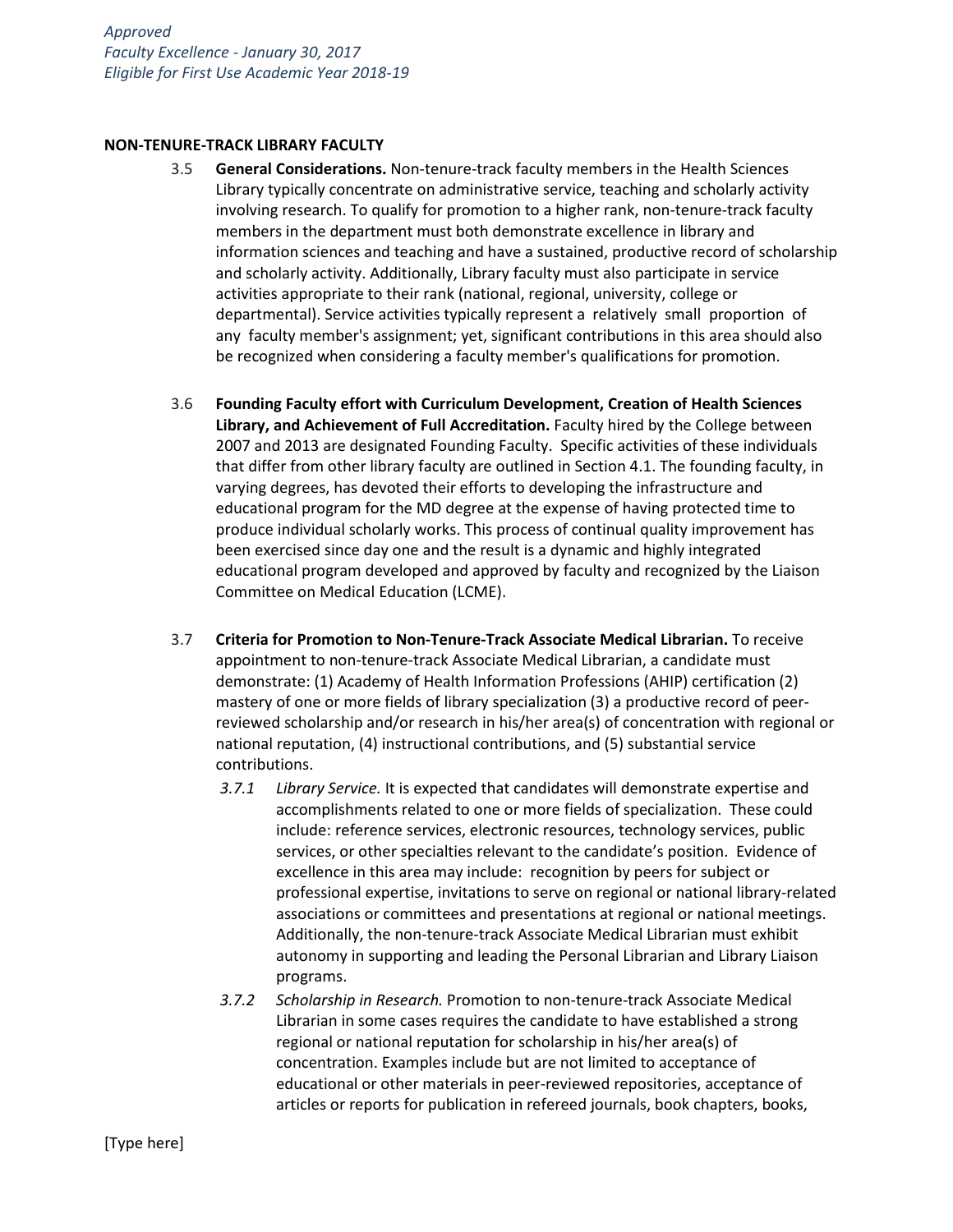**NON-TENURE-TRACK LIBRARY FACULTY**

3.5 **General Considerations.** Non-tenure-track faculty members in the Health Sciences Library typically concentrate on administrative service, teaching and scholarly activity involving research. To qualify for promotion to a higher rank, non-tenure-track faculty members in the department must both demonstrate excellence in library and information sciences and teaching and have a sustained, productive record of scholarship and scholarly activity. Additionally, Library faculty must also participate in service activities appropriate to their rank (national, regional, university, college or departmental). Service activities typically represent a relatively small proportion of any faculty member's assignment; yet, significant contributions in this area should also be recognized when considering a faculty member's qualifications for promotion.

3.6 **Founding Faculty effort with Curriculum Development, Creation of Health Sciences Library, and Achievement of Full Accreditation.** Faculty hired by the College between 2007 and 2013 are designated Founding Faculty. Specific activities of these individuals that differ from other library faculty are outlined in Section 4.1. The founding faculty, in varying degrees, has devoted their efforts to developing the infrastructure and educational program for the MD degree at the expense of having protected time to produce individual scholarly works. This process of continual quality improvement has been exercised since day one and the result is a dynamic and highly integrated educational program developed and approved by faculty and recognized by the Liaison Committee on Medical Education (LCME).

3.7 **Criteria for Promotion to Non-Tenure-Track Associate Medical Librarian.** To receive appointment to non-tenure-track Associate Medical Librarian, a candidate must demonstrate: (1) Academy of Health Information Professions (AHIP) certification (2) mastery of one or more fields of library specialization (3) a productive record of peer-reviewed scholarship and/or research in his/her area(s) of concentration with regional or national reputation, (4) instructional contributions, and (5) substantial service contributions.

*3.7.1* *Library Service.* It is expected that candidates will demonstrate expertise and accomplishments related to one or more fields of specialization. These could include: reference services, electronic resources, technology services, public services, or other specialties relevant to the candidate's position. Evidence of excellence in this area may include: recognition by peers for subject or professional expertise, invitations to serve on regional or national library-related associations or committees and presentations at regional or national meetings. Additionally, the non-tenure-track Associate Medical Librarian must exhibit autonomy in supporting and leading the Personal Librarian and Library Liaison programs.

*3.7.2* *Scholarship in Research.* Promotion to non-tenure-track Associate Medical Librarian in some cases requires the candidate to have established a strong regional or national reputation for scholarship in his/her area(s) of concentration. Examples include but are not limited to acceptance of educational or other materials in peer-reviewed repositories, acceptance of articles or reports for publication in refereed journals, book chapters, books,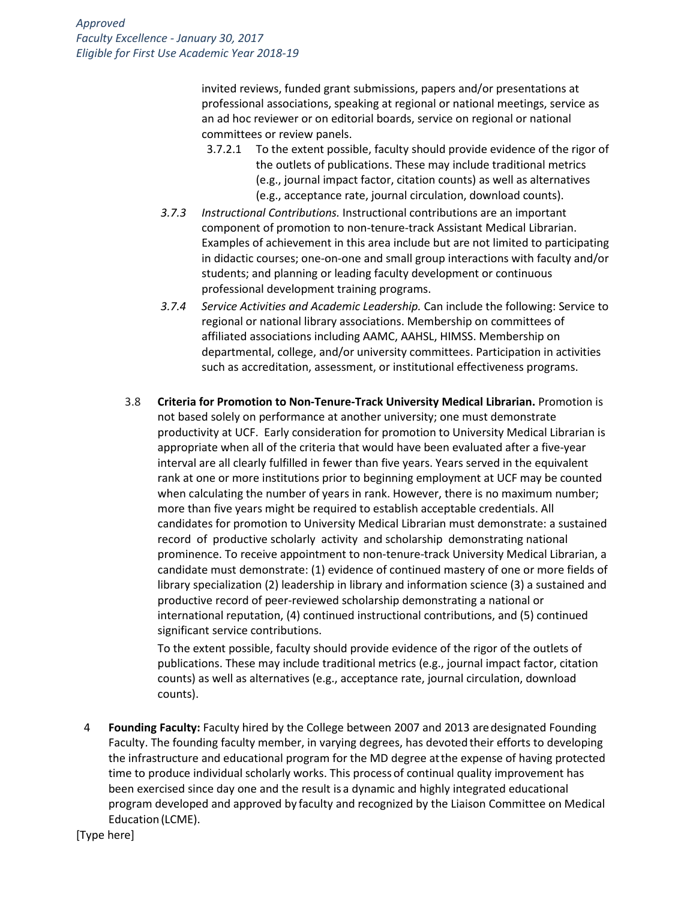invited reviews, funded grant submissions, papers and/or presentations at professional associations, speaking at regional or national meetings, service as an ad hoc reviewer or on editorial boards, service on regional or national committees or review panels.

3.7.2.1 To the extent possible, faculty should provide evidence of the rigor of the outlets of publications. These may include traditional metrics (e.g., journal impact factor, citation counts) as well as alternatives (e.g., acceptance rate, journal circulation, download counts).

*3.7.3* *Instructional Contributions.* Instructional contributions are an important component of promotion to non-tenure-track Assistant Medical Librarian. Examples of achievement in this area include but are not limited to participating in didactic courses; one-on-one and small group interactions with faculty and/or students; and planning or leading faculty development or continuous professional development training programs.

*3.7.4* *Service Activities and Academic Leadership.* Can include the following: Service to regional or national library associations. Membership on committees of affiliated associations including AAMC, AAHSL, HIMSS. Membership on departmental, college, and/or university committees. Participation in activities such as accreditation, assessment, or institutional effectiveness programs.

3.8 **Criteria for Promotion to Non-Tenure-Track University Medical Librarian.** Promotion is not based solely on performance at another university; one must demonstrate productivity at UCF. Early consideration for promotion to University Medical Librarian is appropriate when all of the criteria that would have been evaluated after a five-year interval are all clearly fulfilled in fewer than five years. Years served in the equivalent rank at one or more institutions prior to beginning employment at UCF may be counted when calculating the number of years in rank. However, there is no maximum number; more than five years might be required to establish acceptable credentials. All candidates for promotion to University Medical Librarian must demonstrate: a sustained record of productive scholarly activity and scholarship demonstrating national prominence. To receive appointment to non-tenure-track University Medical Librarian, a candidate must demonstrate: (1) evidence of continued mastery of one or more fields of library specialization (2) leadership in library and information science (3) a sustained and productive record of peer-reviewed scholarship demonstrating a national or international reputation, (4) continued instructional contributions, and (5) continued significant service contributions.

To the extent possible, faculty should provide evidence of the rigor of the outlets of publications. These may include traditional metrics (e.g., journal impact factor, citation counts) as well as alternatives (e.g., acceptance rate, journal circulation, download counts).

4 **Founding Faculty:** Faculty hired by the College between 2007 and 2013 are designated Founding Faculty. The founding faculty member, in varying degrees, has devoted their efforts to developing the infrastructure and educational program for the MD degree at the expense of having protected time to produce individual scholarly works. This process of continual quality improvement has been exercised since day one and the result is a dynamic and highly integrated educational program developed and approved by faculty and recognized by the Liaison Committee on Medical Education (LCME).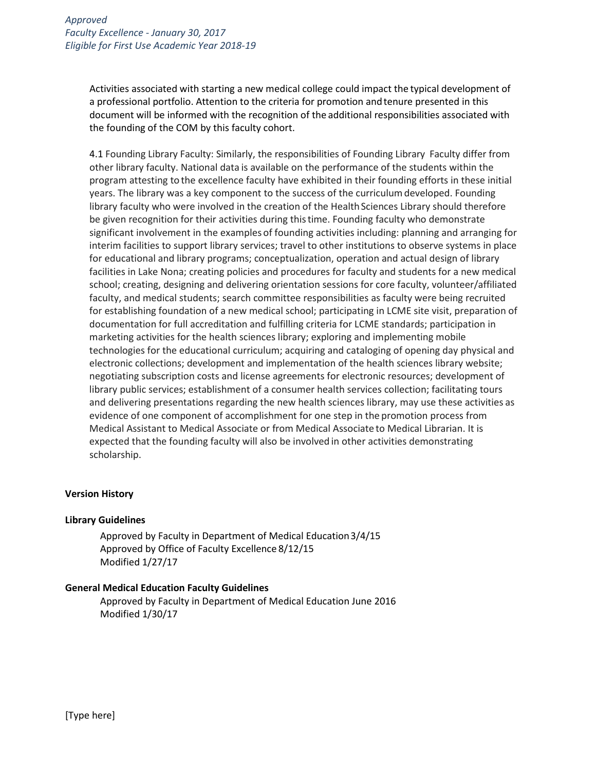Activities associated with starting a new medical college could impact the typical development of a professional portfolio. Attention to the criteria for promotion and tenure presented in this document will be informed with the recognition of the additional responsibilities associated with the founding of the COM by this faculty cohort.

4.1 Founding Library Faculty: Similarly, the responsibilities of Founding Library Faculty differ from other library faculty. National data is available on the performance of the students within the program attesting to the excellence faculty have exhibited in their founding efforts in these initial years. The library was a key component to the success of the curriculum developed. Founding library faculty who were involved in the creation of the Health Sciences Library should therefore be given recognition for their activities during this time. Founding faculty who demonstrate significant involvement in the examples of founding activities including: planning and arranging for interim facilities to support library services; travel to other institutions to observe systems in place for educational and library programs; conceptualization, operation and actual design of library facilities in Lake Nona; creating policies and procedures for faculty and students for a new medical school; creating, designing and delivering orientation sessions for core faculty, volunteer/affiliated faculty, and medical students; search committee responsibilities as faculty were being recruited for establishing foundation of a new medical school; participating in LCME site visit, preparation of documentation for full accreditation and fulfilling criteria for LCME standards; participation in marketing activities for the health sciences library; exploring and implementing mobile technologies for the educational curriculum; acquiring and cataloging of opening day physical and electronic collections; development and implementation of the health sciences library website; negotiating subscription costs and license agreements for electronic resources; development of library public services; establishment of a consumer health services collection; facilitating tours and delivering presentations regarding the new health sciences library, may use these activities as evidence of one component of accomplishment for one step in the promotion process from Medical Assistant to Medical Associate or from Medical Associate to Medical Librarian. It is expected that the founding faculty will also be involved in other activities demonstrating scholarship.

**Version History**

**Library Guidelines**

Approved by Faculty in Department of Medical Education 3/4/15
Approved by Office of Faculty Excellence 8/12/15
Modified 1/27/17

**General Medical Education Faculty Guidelines**

Approved by Faculty in Department of Medical Education June 2016
Modified 1/30/17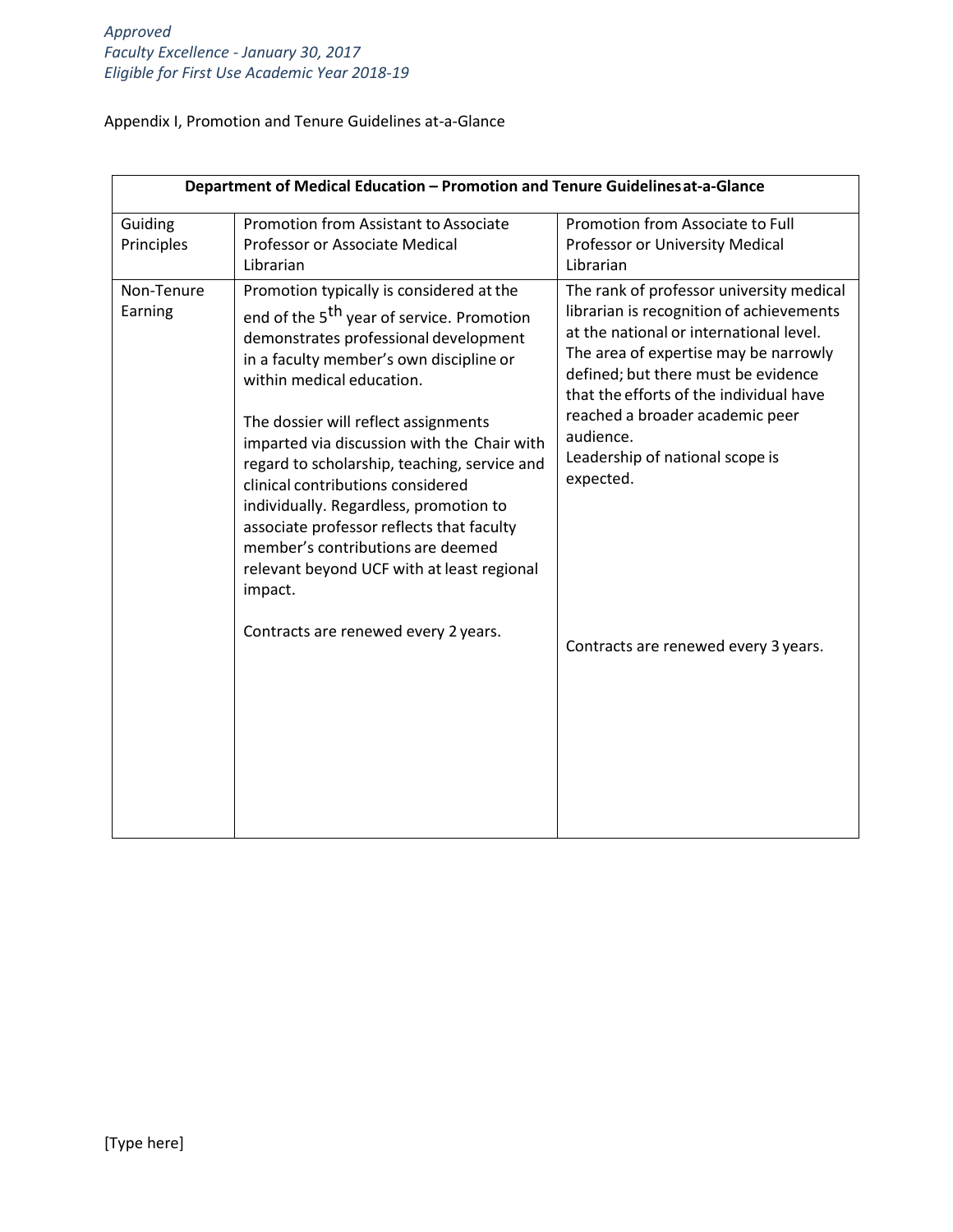*Approved*
*Faculty Excellence - January 30, 2017*
*Eligible for First Use Academic Year 2018-19*

Appendix I, Promotion and Tenure Guidelines at-a-Glance

| **Department of Medical Education – Promotion and Tenure Guidelines at-a-Glance** | | |
|---|---|---|
| Guiding Principles | Promotion from Assistant to Associate Professor or Associate Medical Librarian | Promotion from Associate to Full Professor or University Medical Librarian |
| Non-Tenure Earning | Promotion typically is considered at the end of the 5th year of service. Promotion demonstrates professional development in a faculty member's own discipline or within medical education.<br><br>The dossier will reflect assignments imparted via discussion with the Chair with regard to scholarship, teaching, service and clinical contributions considered individually. Regardless, promotion to associate professor reflects that faculty member's contributions are deemed relevant beyond UCF with at least regional impact.<br><br>Contracts are renewed every 2 years. | The rank of professor university medical librarian is recognition of achievements at the national or international level. The area of expertise may be narrowly defined; but there must be evidence that the efforts of the individual have reached a broader academic peer audience.<br>Leadership of national scope is expected.<br><br>Contracts are renewed every 3 years. |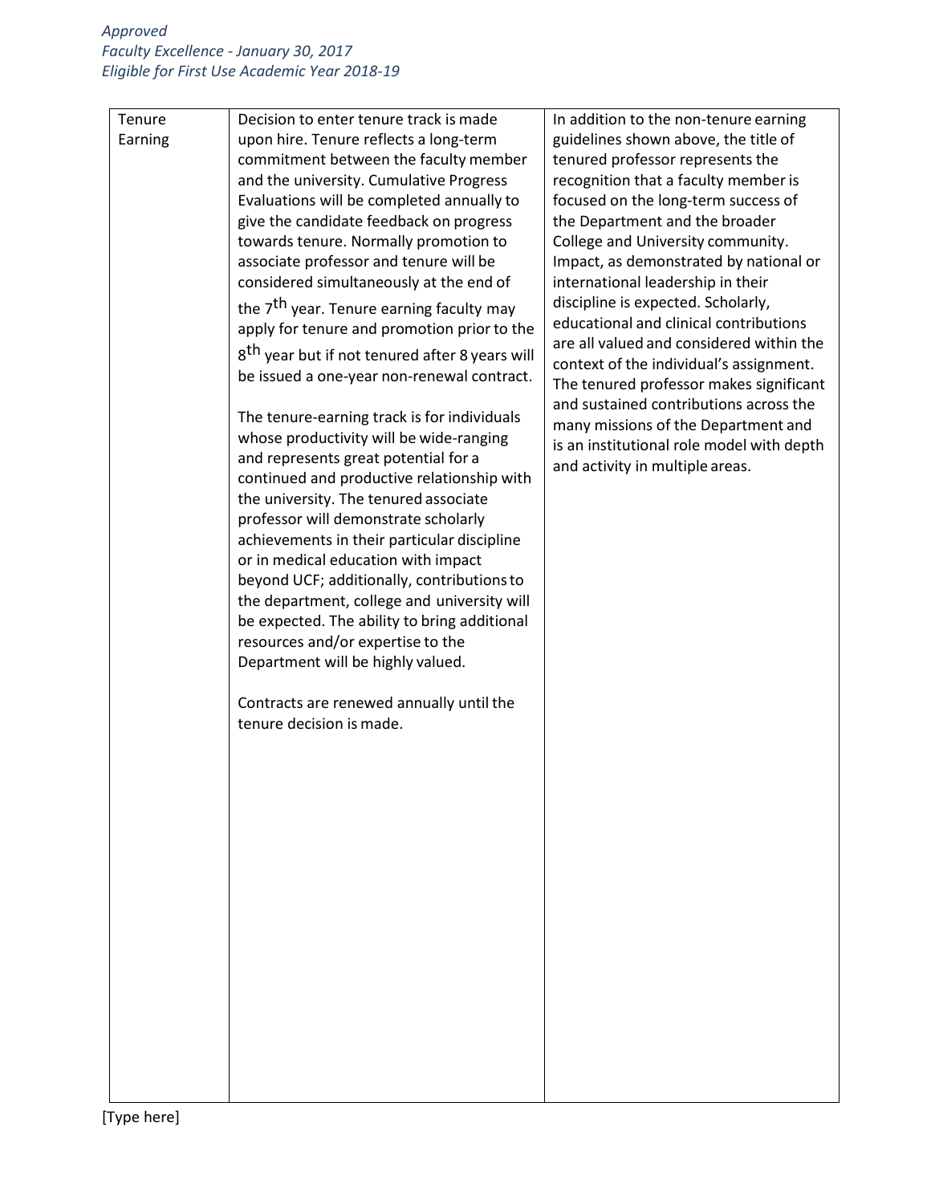| | | |
|---|---|---|
| Tenure Earning | Decision to enter tenure track is made upon hire. Tenure reflects a long-term commitment between the faculty member and the university. Cumulative Progress Evaluations will be completed annually to give the candidate feedback on progress towards tenure. Normally promotion to associate professor and tenure will be considered simultaneously at the end of the 7th year. Tenure earning faculty may apply for tenure and promotion prior to the 8th year but if not tenured after 8 years will be issued a one-year non-renewal contract.<br><br>The tenure-earning track is for individuals whose productivity will be wide-ranging and represents great potential for a continued and productive relationship with the university. The tenured associate professor will demonstrate scholarly achievements in their particular discipline or in medical education with impact beyond UCF; additionally, contributions to the department, college and university will be expected. The ability to bring additional resources and/or expertise to the Department will be highly valued.<br><br>Contracts are renewed annually until the tenure decision is made. | In addition to the non-tenure earning guidelines shown above, the title of tenured professor represents the recognition that a faculty member is focused on the long-term success of the Department and the broader College and University community. Impact, as demonstrated by national or international leadership in their discipline is expected. Scholarly, educational and clinical contributions are all valued and considered within the context of the individual's assignment. The tenured professor makes significant and sustained contributions across the many missions of the Department and is an institutional role model with depth and activity in multiple areas. |